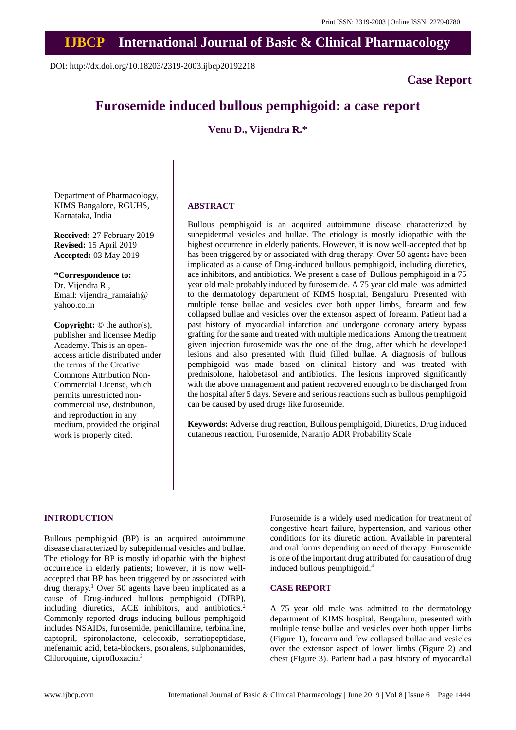Print ISSN: 2319-2003 | Online ISSN: 2279-0780

# IJBCP International Journal of Basic & Clinical Pharmacology

DOI: http://dx.doi.org/10.18203/2319-2003.ijbcp20192218

**Case Report**

# Furosemide induced bullous pemphigoid: a case report

**Venu D., Vijendra R.***

Department of Pharmacology, KIMS Bangalore, RGUHS, Karnataka, India

**Received:** 27 February 2019
**Revised:** 15 April 2019
**Accepted:** 03 May 2019

**\*Correspondence to:**
Dr. Vijendra R.,
Email: vijendra_ramaiah@yahoo.co.in

**Copyright:** © the author(s), publisher and licensee Medip Academy. This is an open-access article distributed under the terms of the Creative Commons Attribution Non-Commercial License, which permits unrestricted non-commercial use, distribution, and reproduction in any medium, provided the original work is properly cited.

## ABSTRACT

Bullous pemphigoid is an acquired autoimmune disease characterized by subepidermal vesicles and bullae. The etiology is mostly idiopathic with the highest occurrence in elderly patients. However, it is now well-accepted that bp has been triggered by or associated with drug therapy. Over 50 agents have been implicated as a cause of Drug-induced bullous pemphigoid, including diuretics, ace inhibitors, and antibiotics. We present a case of Bullous pemphigoid in a 75 year old male probably induced by furosemide. A 75 year old male was admitted to the dermatology department of KIMS hospital, Bengaluru. Presented with multiple tense bullae and vesicles over both upper limbs, forearm and few collapsed bullae and vesicles over the extensor aspect of forearm. Patient had a past history of myocardial infarction and undergone coronary artery bypass grafting for the same and treated with multiple medications. Among the treatment given injection furosemide was the one of the drug, after which he developed lesions and also presented with fluid filled bullae. A diagnosis of bullous pemphigoid was made based on clinical history and was treated with prednisolone, halobetasol and antibiotics. The lesions improved significantly with the above management and patient recovered enough to be discharged from the hospital after 5 days. Severe and serious reactions such as bullous pemphigoid can be caused by used drugs like furosemide.

**Keywords:** Adverse drug reaction, Bullous pemphigoid, Diuretics, Drug induced cutaneous reaction, Furosemide, Naranjo ADR Probability Scale

## INTRODUCTION

Bullous pemphigoid (BP) is an acquired autoimmune disease characterized by subepidermal vesicles and bullae. The etiology for BP is mostly idiopathic with the highest occurrence in elderly patients; however, it is now well-accepted that BP has been triggered by or associated with drug therapy.[1] Over 50 agents have been implicated as a cause of Drug-induced bullous pemphigoid (DIBP), including diuretics, ACE inhibitors, and antibiotics.[2] Commonly reported drugs inducing bullous pemphigoid includes NSAIDs, furosemide, penicillamine, terbinafine, captopril, spironolactone, celecoxib, serratiopeptidase, mefenamic acid, beta-blockers, psoralens, sulphonamides, Chloroquine, ciprofloxacin.[3]

Furosemide is a widely used medication for treatment of congestive heart failure, hypertension, and various other conditions for its diuretic action. Available in parenteral and oral forms depending on need of therapy. Furosemide is one of the important drug attributed for causation of drug induced bullous pemphigoid.[4]

## CASE REPORT

A 75 year old male was admitted to the dermatology department of KIMS hospital, Bengaluru, presented with multiple tense bullae and vesicles over both upper limbs (Figure 1), forearm and few collapsed bullae and vesicles over the extensor aspect of lower limbs (Figure 2) and chest (Figure 3). Patient had a past history of myocardial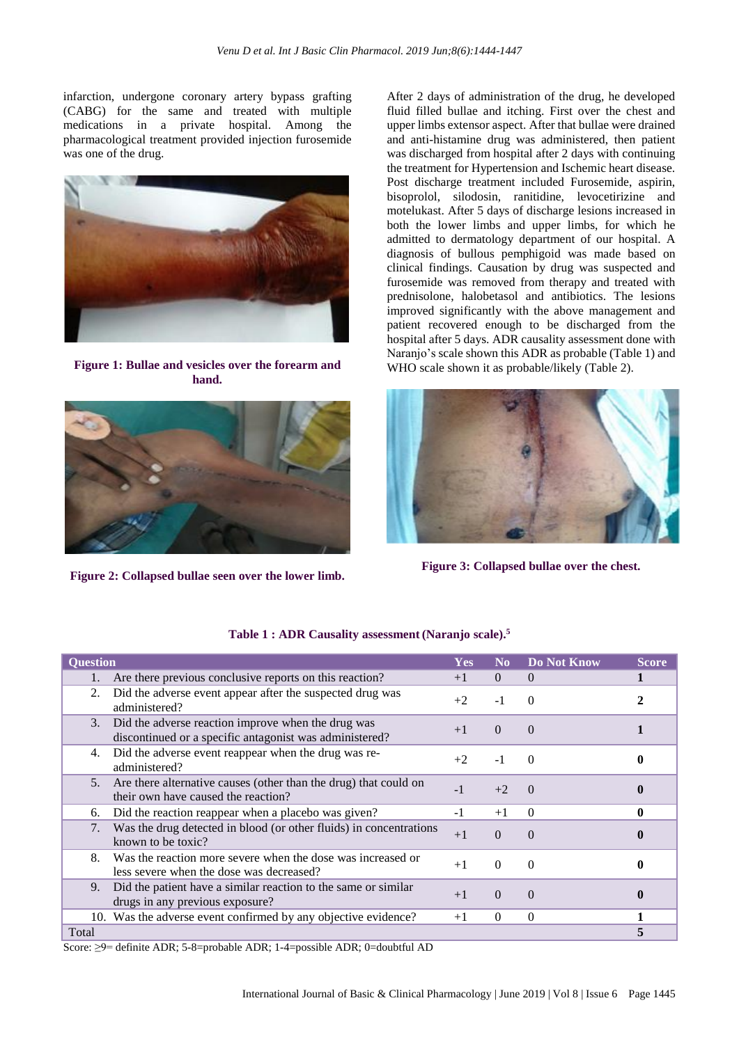infarction, undergone coronary artery bypass grafting (CABG) for the same and treated with multiple medications in a private hospital. Among the pharmacological treatment provided injection furosemide was one of the drug.

**Figure 1: Bullae and vesicles over the forearm and hand.**

**Figure 2: Collapsed bullae seen over the lower limb.**

After 2 days of administration of the drug, he developed fluid filled bullae and itching. First over the chest and upper limbs extensor aspect. After that bullae were drained and anti-histamine drug was administered, then patient was discharged from hospital after 2 days with continuing the treatment for Hypertension and Ischemic heart disease. Post discharge treatment included Furosemide, aspirin, bisoprolol, silodosin, ranitidine, levocetirizine and motelukast. After 5 days of discharge lesions increased in both the lower limbs and upper limbs, for which he admitted to dermatology department of our hospital. A diagnosis of bullous pemphigoid was made based on clinical findings. Causation by drug was suspected and furosemide was removed from therapy and treated with prednisolone, halobetasol and antibiotics. The lesions improved significantly with the above management and patient recovered enough to be discharged from the hospital after 5 days. ADR causality assessment done with Naranjo's scale shown this ADR as probable (Table 1) and WHO scale shown it as probable/likely (Table 2).

**Figure 3: Collapsed bullae over the chest.**

**Table 1 : ADR Causality assessment (Naranjo scale).[5]**

| Question | Yes | No | Do Not Know | Score |
|---|---|---|---|---|
| 1. Are there previous conclusive reports on this reaction? | +1 | 0 | 0 | **1** |
| 2. Did the adverse event appear after the suspected drug was administered? | +2 | -1 | 0 | **2** |
| 3. Did the adverse reaction improve when the drug was discontinued or a specific antagonist was administered? | +1 | 0 | 0 | **1** |
| 4. Did the adverse event reappear when the drug was re-administered? | +2 | -1 | 0 | **0** |
| 5. Are there alternative causes (other than the drug) that could on their own have caused the reaction? | -1 | +2 | 0 | **0** |
| 6. Did the reaction reappear when a placebo was given? | -1 | +1 | 0 | **0** |
| 7. Was the drug detected in blood (or other fluids) in concentrations known to be toxic? | +1 | 0 | 0 | **0** |
| 8. Was the reaction more severe when the dose was increased or less severe when the dose was decreased? | +1 | 0 | 0 | **0** |
| 9. Did the patient have a similar reaction to the same or similar drugs in any previous exposure? | +1 | 0 | 0 | **0** |
| 10. Was the adverse event confirmed by any objective evidence? | +1 | 0 | 0 | **1** |
| Total | | | | **5** |

Score: ≥9= definite ADR; 5-8=probable ADR; 1-4=possible ADR; 0=doubtful AD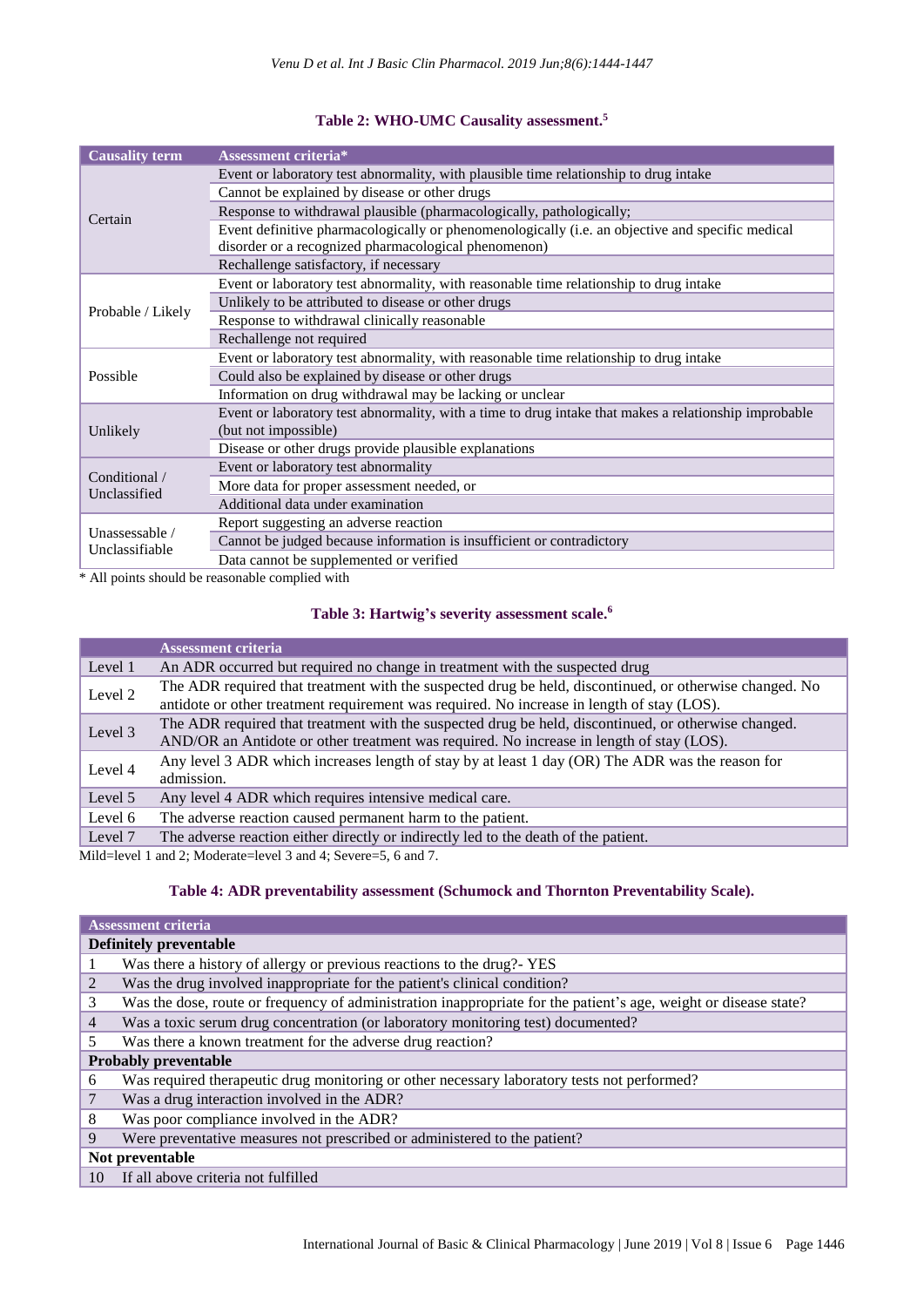**Table 2: WHO-UMC Causality assessment.[5]**

| Causality term | Assessment criteria* |
|---|---|
| Certain | Event or laboratory test abnormality, with plausible time relationship to drug intake |
| | Cannot be explained by disease or other drugs |
| | Response to withdrawal plausible (pharmacologically, pathologically; |
| | Event definitive pharmacologically or phenomenologically (i.e. an objective and specific medical disorder or a recognized pharmacological phenomenon) |
| | Rechallenge satisfactory, if necessary |
| Probable / Likely | Event or laboratory test abnormality, with reasonable time relationship to drug intake |
| | Unlikely to be attributed to disease or other drugs |
| | Response to withdrawal clinically reasonable |
| | Rechallenge not required |
| Possible | Event or laboratory test abnormality, with reasonable time relationship to drug intake |
| | Could also be explained by disease or other drugs |
| | Information on drug withdrawal may be lacking or unclear |
| Unlikely | Event or laboratory test abnormality, with a time to drug intake that makes a relationship improbable (but not impossible) |
| | Disease or other drugs provide plausible explanations |
| Conditional / Unclassified | Event or laboratory test abnormality |
| | More data for proper assessment needed, or |
| | Additional data under examination |
| Unassessable / Unclassifiable | Report suggesting an adverse reaction |
| | Cannot be judged because information is insufficient or contradictory |
| | Data cannot be supplemented or verified |

\* All points should be reasonable complied with

**Table 3: Hartwig's severity assessment scale.[6]**

| | Assessment criteria |
|---|---|
| Level 1 | An ADR occurred but required no change in treatment with the suspected drug |
| Level 2 | The ADR required that treatment with the suspected drug be held, discontinued, or otherwise changed. No antidote or other treatment requirement was required. No increase in length of stay (LOS). |
| Level 3 | The ADR required that treatment with the suspected drug be held, discontinued, or otherwise changed. AND/OR an Antidote or other treatment was required. No increase in length of stay (LOS). |
| Level 4 | Any level 3 ADR which increases length of stay by at least 1 day (OR) The ADR was the reason for admission. |
| Level 5 | Any level 4 ADR which requires intensive medical care. |
| Level 6 | The adverse reaction caused permanent harm to the patient. |
| Level 7 | The adverse reaction either directly or indirectly led to the death of the patient. |

Mild=level 1 and 2; Moderate=level 3 and 4; Severe=5, 6 and 7.

**Table 4: ADR preventability assessment (Schumock and Thornton Preventability Scale).**

| | Assessment criteria |
|---|---|
| **Definitely preventable** | |
| 1 | Was there a history of allergy or previous reactions to the drug?- YES |
| 2 | Was the drug involved inappropriate for the patient's clinical condition? |
| 3 | Was the dose, route or frequency of administration inappropriate for the patient's age, weight or disease state? |
| 4 | Was a toxic serum drug concentration (or laboratory monitoring test) documented? |
| 5 | Was there a known treatment for the adverse drug reaction? |
| **Probably preventable** | |
| 6 | Was required therapeutic drug monitoring or other necessary laboratory tests not performed? |
| 7 | Was a drug interaction involved in the ADR? |
| 8 | Was poor compliance involved in the ADR? |
| 9 | Were preventative measures not prescribed or administered to the patient? |
| **Not preventable** | |
| 10 | If all above criteria not fulfilled |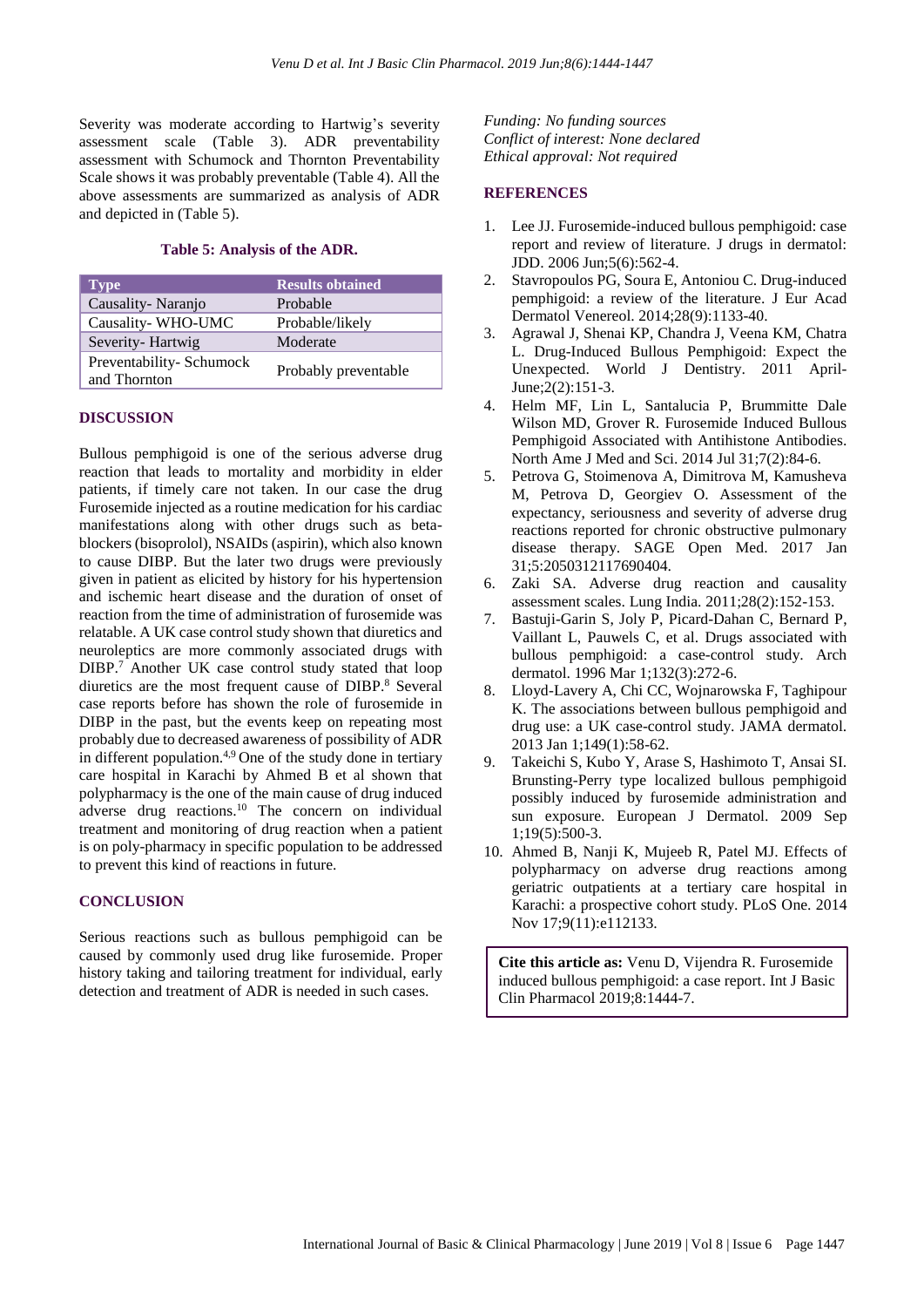Severity was moderate according to Hartwig's severity assessment scale (Table 3). ADR preventability assessment with Schumock and Thornton Preventability Scale shows it was probably preventable (Table 4). All the above assessments are summarized as analysis of ADR and depicted in (Table 5).

**Table 5: Analysis of the ADR.**

| Type | Results obtained |
|---|---|
| Causality- Naranjo | Probable |
| Causality- WHO-UMC | Probable/likely |
| Severity- Hartwig | Moderate |
| Preventability- Schumock and Thornton | Probably preventable |

## DISCUSSION

Bullous pemphigoid is one of the serious adverse drug reaction that leads to mortality and morbidity in elder patients, if timely care not taken. In our case the drug Furosemide injected as a routine medication for his cardiac manifestations along with other drugs such as beta-blockers (bisoprolol), NSAIDs (aspirin), which also known to cause DIBP. But the later two drugs were previously given in patient as elicited by history for his hypertension and ischemic heart disease and the duration of onset of reaction from the time of administration of furosemide was relatable. A UK case control study shown that diuretics and neuroleptics are more commonly associated drugs with DIBP.[7] Another UK case control study stated that loop diuretics are the most frequent cause of DIBP.[8] Several case reports before has shown the role of furosemide in DIBP in the past, but the events keep on repeating most probably due to decreased awareness of possibility of ADR in different population.[4,9] One of the study done in tertiary care hospital in Karachi by Ahmed B et al shown that polypharmacy is the one of the main cause of drug induced adverse drug reactions.[10] The concern on individual treatment and monitoring of drug reaction when a patient is on poly-pharmacy in specific population to be addressed to prevent this kind of reactions in future.

## CONCLUSION

Serious reactions such as bullous pemphigoid can be caused by commonly used drug like furosemide. Proper history taking and tailoring treatment for individual, early detection and treatment of ADR is needed in such cases.

*Funding: No funding sources*
*Conflict of interest: None declared*
*Ethical approval: Not required*

## REFERENCES

1. Lee JJ. Furosemide-induced bullous pemphigoid: case report and review of literature. J drugs in dermatol: JDD. 2006 Jun;5(6):562-4.
2. Stavropoulos PG, Soura E, Antoniou C. Drug-induced pemphigoid: a review of the literature. J Eur Acad Dermatol Venereol. 2014;28(9):1133-40.
3. Agrawal J, Shenai KP, Chandra J, Veena KM, Chatra L. Drug-Induced Bullous Pemphigoid: Expect the Unexpected. World J Dentistry. 2011 April-June;2(2):151-3.
4. Helm MF, Lin L, Santalucia P, Brummitte Dale Wilson MD, Grover R. Furosemide Induced Bullous Pemphigoid Associated with Antihistone Antibodies. North Ame J Med and Sci. 2014 Jul 31;7(2):84-6.
5. Petrova G, Stoimenova A, Dimitrova M, Kamusheva M, Petrova D, Georgiev O. Assessment of the expectancy, seriousness and severity of adverse drug reactions reported for chronic obstructive pulmonary disease therapy. SAGE Open Med. 2017 Jan 31;5:2050312117690404.
6. Zaki SA. Adverse drug reaction and causality assessment scales. Lung India. 2011;28(2):152-153.
7. Bastuji-Garin S, Joly P, Picard-Dahan C, Bernard P, Vaillant L, Pauwels C, et al. Drugs associated with bullous pemphigoid: a case-control study. Arch dermatol. 1996 Mar 1;132(3):272-6.
8. Lloyd-Lavery A, Chi CC, Wojnarowska F, Taghipour K. The associations between bullous pemphigoid and drug use: a UK case-control study. JAMA dermatol. 2013 Jan 1;149(1):58-62.
9. Takeichi S, Kubo Y, Arase S, Hashimoto T, Ansai SI. Brunsting-Perry type localized bullous pemphigoid possibly induced by furosemide administration and sun exposure. European J Dermatol. 2009 Sep 1;19(5):500-3.
10. Ahmed B, Nanji K, Mujeeb R, Patel MJ. Effects of polypharmacy on adverse drug reactions among geriatric outpatients at a tertiary care hospital in Karachi: a prospective cohort study. PLoS One. 2014 Nov 17;9(11):e112133.

**Cite this article as:** Venu D, Vijendra R. Furosemide induced bullous pemphigoid: a case report. Int J Basic Clin Pharmacol 2019;8:1444-7.